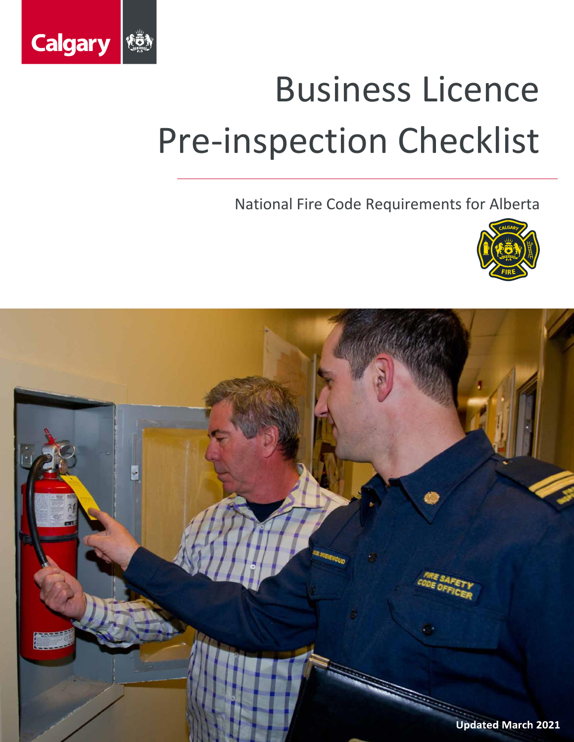Calgary

# Business Licence Pre-inspection Checklist

National Fire Code Requirements for Alberta

Updated March 2021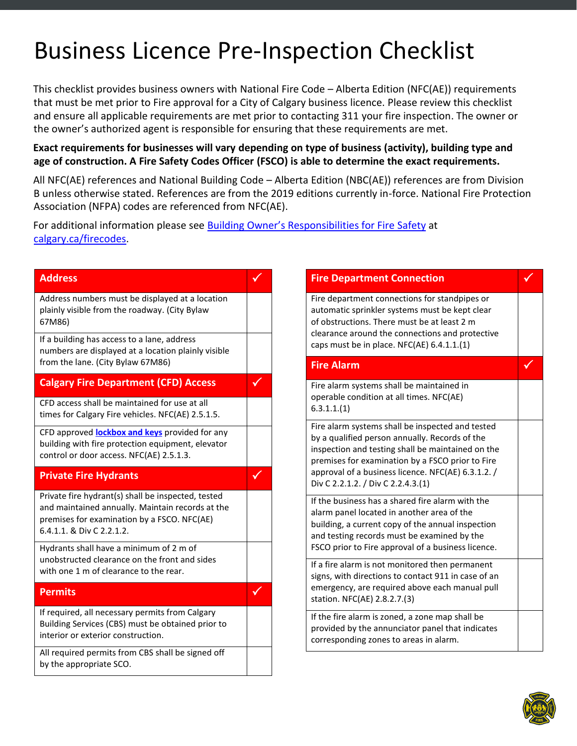# Business Licence Pre-Inspection Checklist

This checklist provides business owners with National Fire Code – Alberta Edition (NFC(AE)) requirements that must be met prior to Fire approval for a City of Calgary business licence. Please review this checklist and ensure all applicable requirements are met prior to contacting 311 your fire inspection. The owner or the owner's authorized agent is responsible for ensuring that these requirements are met.

**Exact requirements for businesses will vary depending on type of business (activity), building type and age of construction. A Fire Safety Codes Officer (FSCO) is able to determine the exact requirements.**

All NFC(AE) references and National Building Code – Alberta Edition (NBC(AE)) references are from Division B unless otherwise stated. References are from the 2019 editions currently in-force. National Fire Protection Association (NFPA) codes are referenced from NFC(AE).

For additional information please see [Building Owner's Responsibilities for Fire Safety](calgary.ca/firecodes) at [calgary.ca/firecodes](calgary.ca/firecodes).

| Address | ✓ |
|---|---|
| Address numbers must be displayed at a location plainly visible from the roadway. (City Bylaw 67M86) | |
| If a building has access to a lane, address numbers are displayed at a location plainly visible from the lane. (City Bylaw 67M86) | |
| **Calgary Fire Department (CFD) Access** | ✓ |
| CFD access shall be maintained for use at all times for Calgary Fire vehicles. NFC(AE) 2.5.1.5. | |
| CFD approved **lockbox and keys** provided for any building with fire protection equipment, elevator control or door access. NFC(AE) 2.5.1.3. | |
| **Private Fire Hydrants** | ✓ |
| Private fire hydrant(s) shall be inspected, tested and maintained annually. Maintain records at the premises for examination by a FSCO. NFC(AE) 6.4.1.1. & Div C 2.2.1.2. | |
| Hydrants shall have a minimum of 2 m of unobstructed clearance on the front and sides with one 1 m of clearance to the rear. | |
| **Permits** | ✓ |
| If required, all necessary permits from Calgary Building Services (CBS) must be obtained prior to interior or exterior construction. | |
| All required permits from CBS shall be signed off by the appropriate SCO. | |

| Fire Department Connection | ✓ |
|---|---|
| Fire department connections for standpipes or automatic sprinkler systems must be kept clear of obstructions. There must be at least 2 m clearance around the connections and protective caps must be in place. NFC(AE) 6.4.1.1.(1) | |
| **Fire Alarm** | ✓ |
| Fire alarm systems shall be maintained in operable condition at all times. NFC(AE) 6.3.1.1.(1) | |
| Fire alarm systems shall be inspected and tested by a qualified person annually. Records of the inspection and testing shall be maintained on the premises for examination by a FSCO prior to Fire approval of a business licence. NFC(AE) 6.3.1.2. / Div C 2.2.1.2. / Div C 2.2.4.3.(1) | |
| If the business has a shared fire alarm with the alarm panel located in another area of the building, a current copy of the annual inspection and testing records must be examined by the FSCO prior to Fire approval of a business licence. | |
| If a fire alarm is not monitored then permanent signs, with directions to contact 911 in case of an emergency, are required above each manual pull station. NFC(AE) 2.8.2.7.(3) | |
| If the fire alarm is zoned, a zone map shall be provided by the annunciator panel that indicates corresponding zones to areas in alarm. | |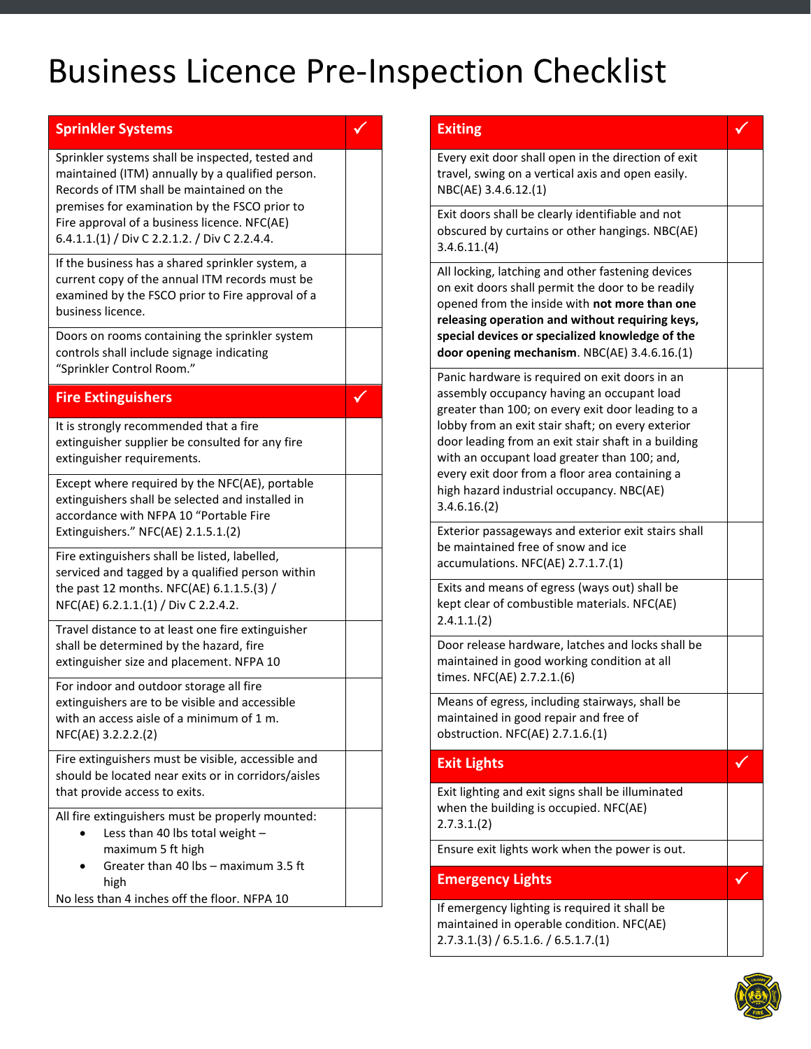# Business Licence Pre-Inspection Checklist

| Sprinkler Systems | ✓ |
|---|---|
| Sprinkler systems shall be inspected, tested and maintained (ITM) annually by a qualified person. Records of ITM shall be maintained on the premises for examination by the FSCO prior to Fire approval of a business licence. NFC(AE) 6.4.1.1.(1) / Div C 2.2.1.2. / Div C 2.2.4.4. | |
| If the business has a shared sprinkler system, a current copy of the annual ITM records must be examined by the FSCO prior to Fire approval of a business licence. | |
| Doors on rooms containing the sprinkler system controls shall include signage indicating "Sprinkler Control Room." | |

| Fire Extinguishers | ✓ |
|---|---|
| It is strongly recommended that a fire extinguisher supplier be consulted for any fire extinguisher requirements. | |
| Except where required by the NFC(AE), portable extinguishers shall be selected and installed in accordance with NFPA 10 "Portable Fire Extinguishers." NFC(AE) 2.1.5.1.(2) | |
| Fire extinguishers shall be listed, labelled, serviced and tagged by a qualified person within the past 12 months. NFC(AE) 6.1.1.5.(3) / NFC(AE) 6.2.1.1.(1) / Div C 2.2.4.2. | |
| Travel distance to at least one fire extinguisher shall be determined by the hazard, fire extinguisher size and placement. NFPA 10 | |
| For indoor and outdoor storage all fire extinguishers are to be visible and accessible with an access aisle of a minimum of 1 m. NFC(AE) 3.2.2.2.(2) | |
| Fire extinguishers must be visible, accessible and should be located near exits or in corridors/aisles that provide access to exits. | |
| All fire extinguishers must be properly mounted: <br>• Less than 40 lbs total weight – maximum 5 ft high <br>• Greater than 40 lbs – maximum 3.5 ft high <br>No less than 4 inches off the floor. NFPA 10 | |

| Exiting | ✓ |
|---|---|
| Every exit door shall open in the direction of exit travel, swing on a vertical axis and open easily. NBC(AE) 3.4.6.12.(1) | |
| Exit doors shall be clearly identifiable and not obscured by curtains or other hangings. NBC(AE) 3.4.6.11.(4) | |
| All locking, latching and other fastening devices on exit doors shall permit the door to be readily opened from the inside with **not more than one releasing operation and without requiring keys, special devices or specialized knowledge of the door opening mechanism**. NBC(AE) 3.4.6.16.(1) | |
| Panic hardware is required on exit doors in an assembly occupancy having an occupant load greater than 100; on every exit door leading to a lobby from an exit stair shaft; on every exterior door leading from an exit stair shaft in a building with an occupant load greater than 100; and, every exit door from a floor area containing a high hazard industrial occupancy. NBC(AE) 3.4.6.16.(2) | |
| Exterior passageways and exterior exit stairs shall be maintained free of snow and ice accumulations. NFC(AE) 2.7.1.7.(1) | |
| Exits and means of egress (ways out) shall be kept clear of combustible materials. NFC(AE) 2.4.1.1.(2) | |
| Door release hardware, latches and locks shall be maintained in good working condition at all times. NFC(AE) 2.7.2.1.(6) | |
| Means of egress, including stairways, shall be maintained in good repair and free of obstruction. NFC(AE) 2.7.1.6.(1) | |

| Exit Lights | ✓ |
|---|---|
| Exit lighting and exit signs shall be illuminated when the building is occupied. NFC(AE) 2.7.3.1.(2) | |
| Ensure exit lights work when the power is out. | |

| Emergency Lights | ✓ |
|---|---|
| If emergency lighting is required it shall be maintained in operable condition. NFC(AE) 2.7.3.1.(3) / 6.5.1.6. / 6.5.1.7.(1) | |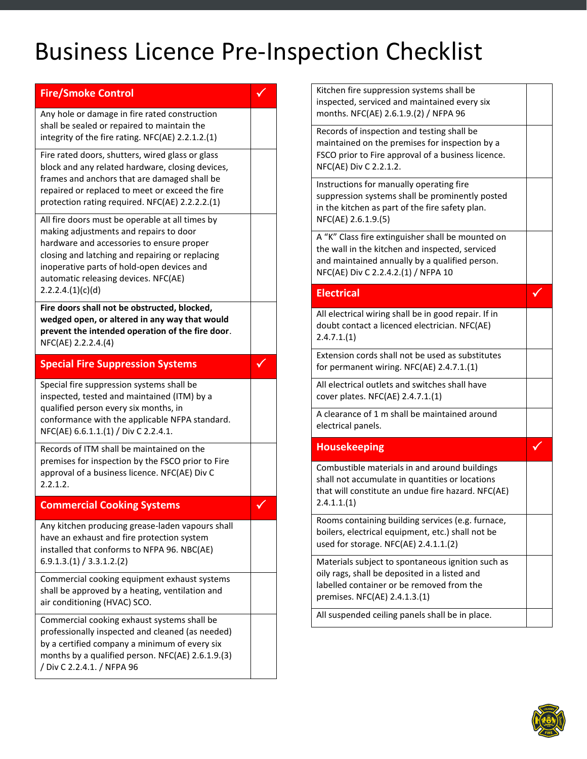# Business Licence Pre-Inspection Checklist

| Fire/Smoke Control | ✓ |
|---|---|
| Any hole or damage in fire rated construction shall be sealed or repaired to maintain the integrity of the fire rating. NFC(AE) 2.2.1.2.(1) | |
| Fire rated doors, shutters, wired glass or glass block and any related hardware, closing devices, frames and anchors that are damaged shall be repaired or replaced to meet or exceed the fire protection rating required. NFC(AE) 2.2.2.2.(1) | |
| All fire doors must be operable at all times by making adjustments and repairs to door hardware and accessories to ensure proper closing and latching and repairing or replacing inoperative parts of hold-open devices and automatic releasing devices. NFC(AE) 2.2.2.4.(1)(c)(d) | |
| **Fire doors shall not be obstructed, blocked, wedged open, or altered in any way that would prevent the intended operation of the fire door**. NFC(AE) 2.2.2.4.(4) | |

| Special Fire Suppression Systems | ✓ |
|---|---|
| Special fire suppression systems shall be inspected, tested and maintained (ITM) by a qualified person every six months, in conformance with the applicable NFPA standard. NFC(AE) 6.6.1.1.(1) / Div C 2.2.4.1. | |
| Records of ITM shall be maintained on the premises for inspection by the FSCO prior to Fire approval of a business licence. NFC(AE) Div C 2.2.1.2. | |

| Commercial Cooking Systems | ✓ |
|---|---|
| Any kitchen producing grease-laden vapours shall have an exhaust and fire protection system installed that conforms to NFPA 96. NBC(AE) 6.9.1.3.(1) / 3.3.1.2.(2) | |
| Commercial cooking equipment exhaust systems shall be approved by a heating, ventilation and air conditioning (HVAC) SCO. | |
| Commercial cooking exhaust systems shall be professionally inspected and cleaned (as needed) by a certified company a minimum of every six months by a qualified person. NFC(AE) 2.6.1.9.(3) / Div C 2.2.4.1. / NFPA 96 | |
| Kitchen fire suppression systems shall be inspected, serviced and maintained every six months. NFC(AE) 2.6.1.9.(2) / NFPA 96 | |
| Records of inspection and testing shall be maintained on the premises for inspection by a FSCO prior to Fire approval of a business licence. NFC(AE) Div C 2.2.1.2. | |
| Instructions for manually operating fire suppression systems shall be prominently posted in the kitchen as part of the fire safety plan. NFC(AE) 2.6.1.9.(5) | |
| A "K" Class fire extinguisher shall be mounted on the wall in the kitchen and inspected, serviced and maintained annually by a qualified person. NFC(AE) Div C 2.2.4.2.(1) / NFPA 10 | |

| Electrical | ✓ |
|---|---|
| All electrical wiring shall be in good repair. If in doubt contact a licenced electrician. NFC(AE) 2.4.7.1.(1) | |
| Extension cords shall not be used as substitutes for permanent wiring. NFC(AE) 2.4.7.1.(1) | |
| All electrical outlets and switches shall have cover plates. NFC(AE) 2.4.7.1.(1) | |
| A clearance of 1 m shall be maintained around electrical panels. | |

| Housekeeping | ✓ |
|---|---|
| Combustible materials in and around buildings shall not accumulate in quantities or locations that will constitute an undue fire hazard. NFC(AE) 2.4.1.1.(1) | |
| Rooms containing building services (e.g. furnace, boilers, electrical equipment, etc.) shall not be used for storage. NFC(AE) 2.4.1.1.(2) | |
| Materials subject to spontaneous ignition such as oily rags, shall be deposited in a listed and labelled container or be removed from the premises. NFC(AE) 2.4.1.3.(1) | |
| All suspended ceiling panels shall be in place. | |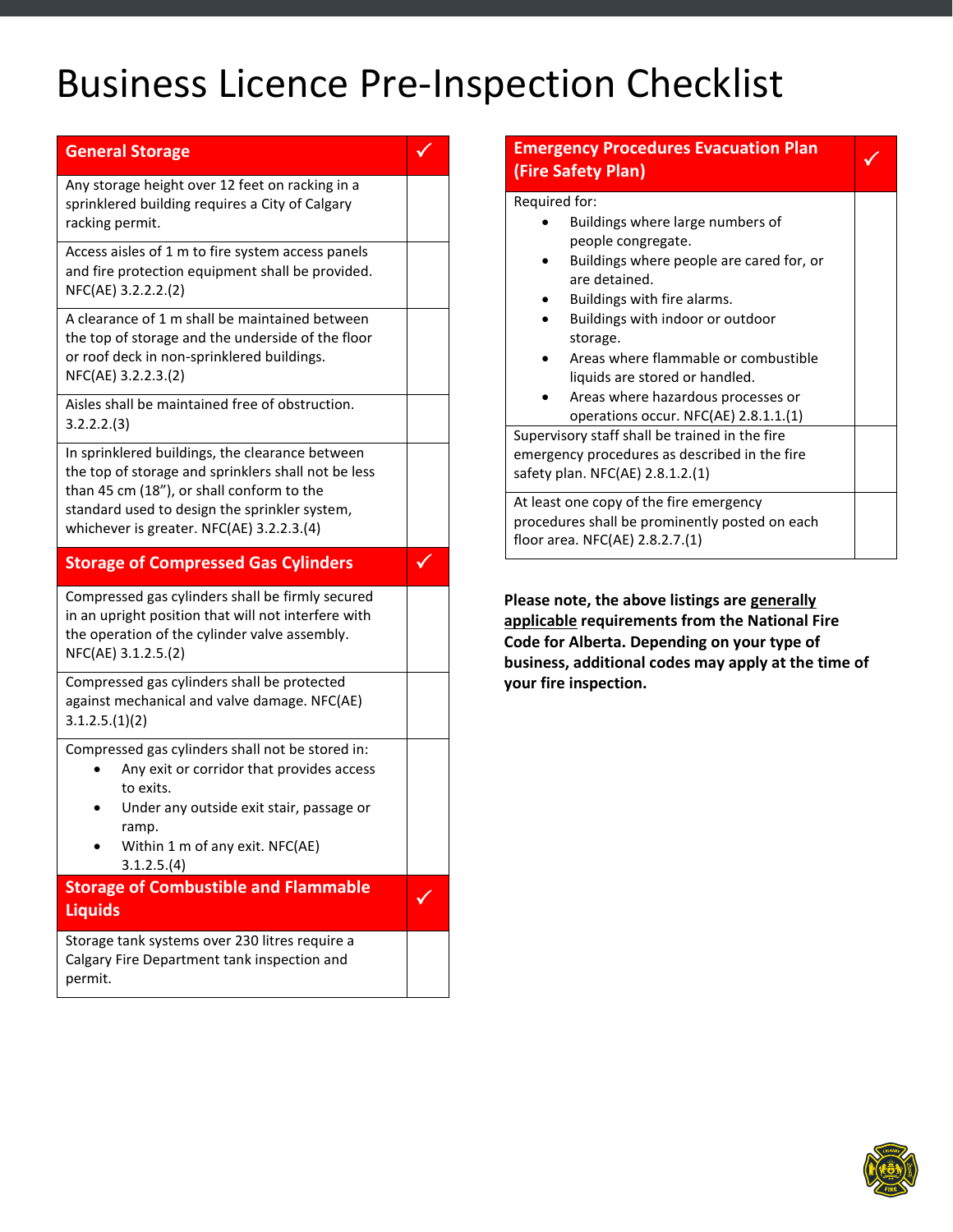# Business Licence Pre-Inspection Checklist

| General Storage | ✓ |
|---|---|
| Any storage height over 12 feet on racking in a sprinklered building requires a City of Calgary racking permit. | |
| Access aisles of 1 m to fire system access panels and fire protection equipment shall be provided. NFC(AE) 3.2.2.2.(2) | |
| A clearance of 1 m shall be maintained between the top of storage and the underside of the floor or roof deck in non-sprinklered buildings. NFC(AE) 3.2.2.3.(2) | |
| Aisles shall be maintained free of obstruction. 3.2.2.2.(3) | |
| In sprinklered buildings, the clearance between the top of storage and sprinklers shall not be less than 45 cm (18"), or shall conform to the standard used to design the sprinkler system, whichever is greater. NFC(AE) 3.2.2.3.(4) | |

| Storage of Compressed Gas Cylinders | ✓ |
|---|---|
| Compressed gas cylinders shall be firmly secured in an upright position that will not interfere with the operation of the cylinder valve assembly. NFC(AE) 3.1.2.5.(2) | |
| Compressed gas cylinders shall be protected against mechanical and valve damage. NFC(AE) 3.1.2.5.(1)(2) | |
| Compressed gas cylinders shall not be stored in:<br>• Any exit or corridor that provides access to exits.<br>• Under any outside exit stair, passage or ramp.<br>• Within 1 m of any exit. NFC(AE) 3.1.2.5.(4) | |

| Storage of Combustible and Flammable Liquids | ✓ |
|---|---|
| Storage tank systems over 230 litres require a Calgary Fire Department tank inspection and permit. | |

| Emergency Procedures Evacuation Plan (Fire Safety Plan) | ✓ |
|---|---|
| Required for:<br>• Buildings where large numbers of people congregate.<br>• Buildings where people are cared for, or are detained.<br>• Buildings with fire alarms.<br>• Buildings with indoor or outdoor storage.<br>• Areas where flammable or combustible liquids are stored or handled.<br>• Areas where hazardous processes or operations occur. NFC(AE) 2.8.1.1.(1) | |
| Supervisory staff shall be trained in the fire emergency procedures as described in the fire safety plan. NFC(AE) 2.8.1.2.(1) | |
| At least one copy of the fire emergency procedures shall be prominently posted on each floor area. NFC(AE) 2.8.2.7.(1) | |

**Please note, the above listings are generally applicable requirements from the National Fire Code for Alberta. Depending on your type of business, additional codes may apply at the time of your fire inspection.**